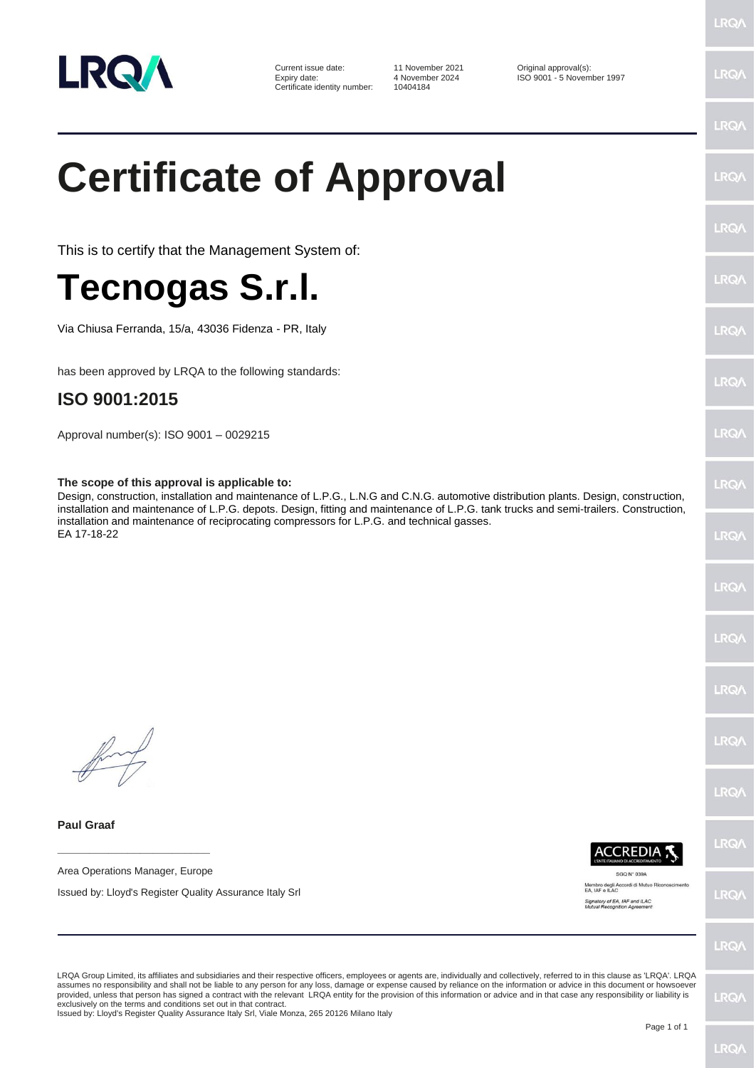LRQA

| Current issue date: | 11 November 2021 | Original approval(s): |
| --- | --- | --- |
| Expiry date: | 4 November 2024 | ISO 9001 - 5 November 1997 |
| Certificate identity number: | 10404184 | |

# Certificate of Approval

This is to certify that the Management System of:

# Tecnogas S.r.l.

Via Chiusa Ferranda, 15/a, 43036 Fidenza - PR, Italy

has been approved by LRQA to the following standards:

## ISO 9001:2015

Approval number(s): ISO 9001 – 0029215

**The scope of this approval is applicable to:**
Design, construction, installation and maintenance of L.P.G., L.N.G and C.N.G. automotive distribution plants. Design, construction, installation and maintenance of L.P.G. depots. Design, fitting and maintenance of L.P.G. tank trucks and semi-trailers. Construction, installation and maintenance of reciprocating compressors for L.P.G. and technical gasses.
EA 17-18-22

**Paul Graaf**

Area Operations Manager, Europe

Issued by: Lloyd's Register Quality Assurance Italy Srl

ACCREDIA
L'ENTE ITALIANO DI ACCREDITAMENTO
SGQ N° 039A
Membro degli Accordi di Mutuo Riconoscimento EA, IAF e ILAC
*Signatory of EA, IAF and ILAC Mutual Recognition Agreement*

LRQA Group Limited, its affiliates and subsidiaries and their respective officers, employees or agents are, individually and collectively, referred to in this clause as 'LRQA'. LRQA assumes no responsibility and shall not be liable to any person for any loss, damage or expense caused by reliance on the information or advice in this document or howsoever provided, unless that person has signed a contract with the relevant LRQA entity for the provision of this information or advice and in that case any responsibility or liability is exclusively on the terms and conditions set out in that contract.
Issued by: Lloyd's Register Quality Assurance Italy Srl, Viale Monza, 265 20126 Milano Italy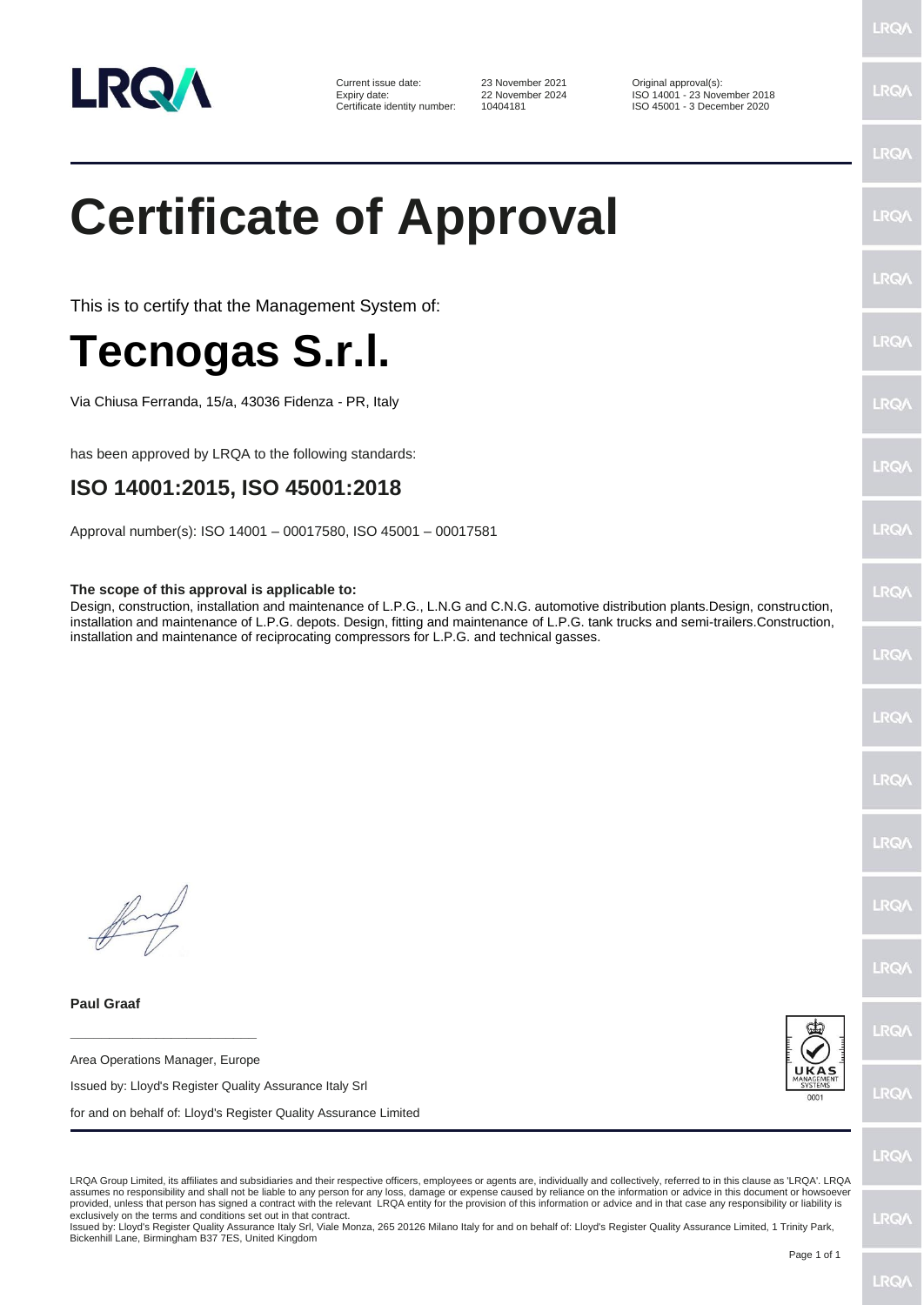| | | | |
|---|---|---|---|
| Current issue date: | 23 November 2021 | Original approval(s): | |
| Expiry date: | 22 November 2024 | ISO 14001 - 23 November 2018 | |
| Certificate identity number: | 10404181 | ISO 45001 - 3 December 2020 | |

# Certificate of Approval

This is to certify that the Management System of:

# Tecnogas S.r.l.

Via Chiusa Ferranda, 15/a, 43036 Fidenza - PR, Italy

has been approved by LRQA to the following standards:

## ISO 14001:2015, ISO 45001:2018

Approval number(s): ISO 14001 – 00017580, ISO 45001 – 00017581

**The scope of this approval is applicable to:**
Design, construction, installation and maintenance of L.P.G., L.N.G and C.N.G. automotive distribution plants.Design, construction, installation and maintenance of L.P.G. depots. Design, fitting and maintenance of L.P.G. tank trucks and semi-trailers.Construction, installation and maintenance of reciprocating compressors for L.P.G. and technical gasses.

**Paul Graaf**

Area Operations Manager, Europe

Issued by: Lloyd's Register Quality Assurance Italy Srl

for and on behalf of: Lloyd's Register Quality Assurance Limited

LRQA Group Limited, its affiliates and subsidiaries and their respective officers, employees or agents are, individually and collectively, referred to in this clause as 'LRQA'. LRQA assumes no responsibility and shall not be liable to any person for any loss, damage or expense caused by reliance on the information or advice in this document or howsoever provided, unless that person has signed a contract with the relevant LRQA entity for the provision of this information or advice and in that case any responsibility or liability is exclusively on the terms and conditions set out in that contract.
Issued by: Lloyd's Register Quality Assurance Italy Srl, Viale Monza, 265 20126 Milano Italy for and on behalf of: Lloyd's Register Quality Assurance Limited, 1 Trinity Park, Bickenhill Lane, Birmingham B37 7ES, United Kingdom